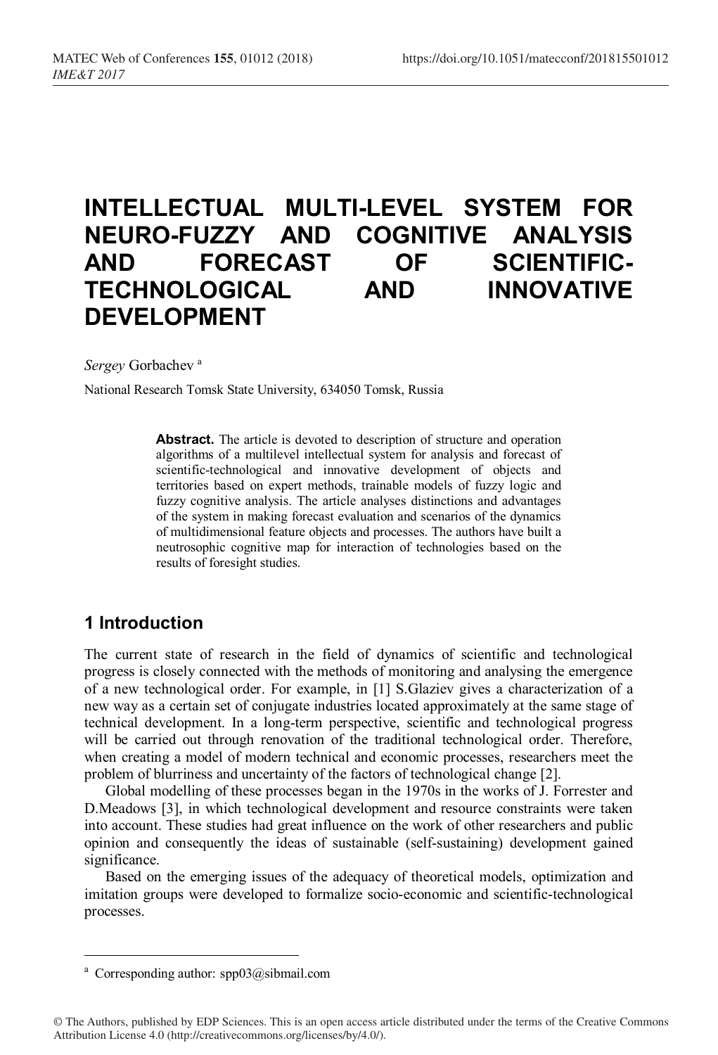# INTELLECTUAL MULTI-LEVEL SYSTEM FOR NEURO-FUZZY AND COGNITIVE ANALYSIS AND FORECAST OF SCIENTIFIC-TECHNOLOGICAL AND INNOVATIVE DEVELOPMENT

*Sergey* Gorbachev [a]

National Research Tomsk State University, 634050 Tomsk, Russia

> **Abstract.** The article is devoted to description of structure and operation algorithms of a multilevel intellectual system for analysis and forecast of scientific-technological and innovative development of objects and territories based on expert methods, trainable models of fuzzy logic and fuzzy cognitive analysis. The article analyses distinctions and advantages of the system in making forecast evaluation and scenarios of the dynamics of multidimensional feature objects and processes. The authors have built a neutrosophic cognitive map for interaction of technologies based on the results of foresight studies.

## 1 Introduction

The current state of research in the field of dynamics of scientific and technological progress is closely connected with the methods of monitoring and analysing the emergence of a new technological order. For example, in [1] S.Glaziev gives a characterization of a new way as a certain set of conjugate industries located approximately at the same stage of technical development. In a long-term perspective, scientific and technological progress will be carried out through renovation of the traditional technological order. Therefore, when creating a model of modern technical and economic processes, researchers meet the problem of blurriness and uncertainty of the factors of technological change [2].

Global modelling of these processes began in the 1970s in the works of J. Forrester and D.Meadows [3], in which technological development and resource constraints were taken into account. These studies had great influence on the work of other researchers and public opinion and consequently the ideas of sustainable (self-sustaining) development gained significance.

Based on the emerging issues of the adequacy of theoretical models, optimization and imitation groups were developed to formalize socio-economic and scientific-technological processes.

---

[a] Corresponding author: spp03@sibmail.com

© The Authors, published by EDP Sciences. This is an open access article distributed under the terms of the Creative Commons Attribution License 4.0 (http://creativecommons.org/licenses/by/4.0/).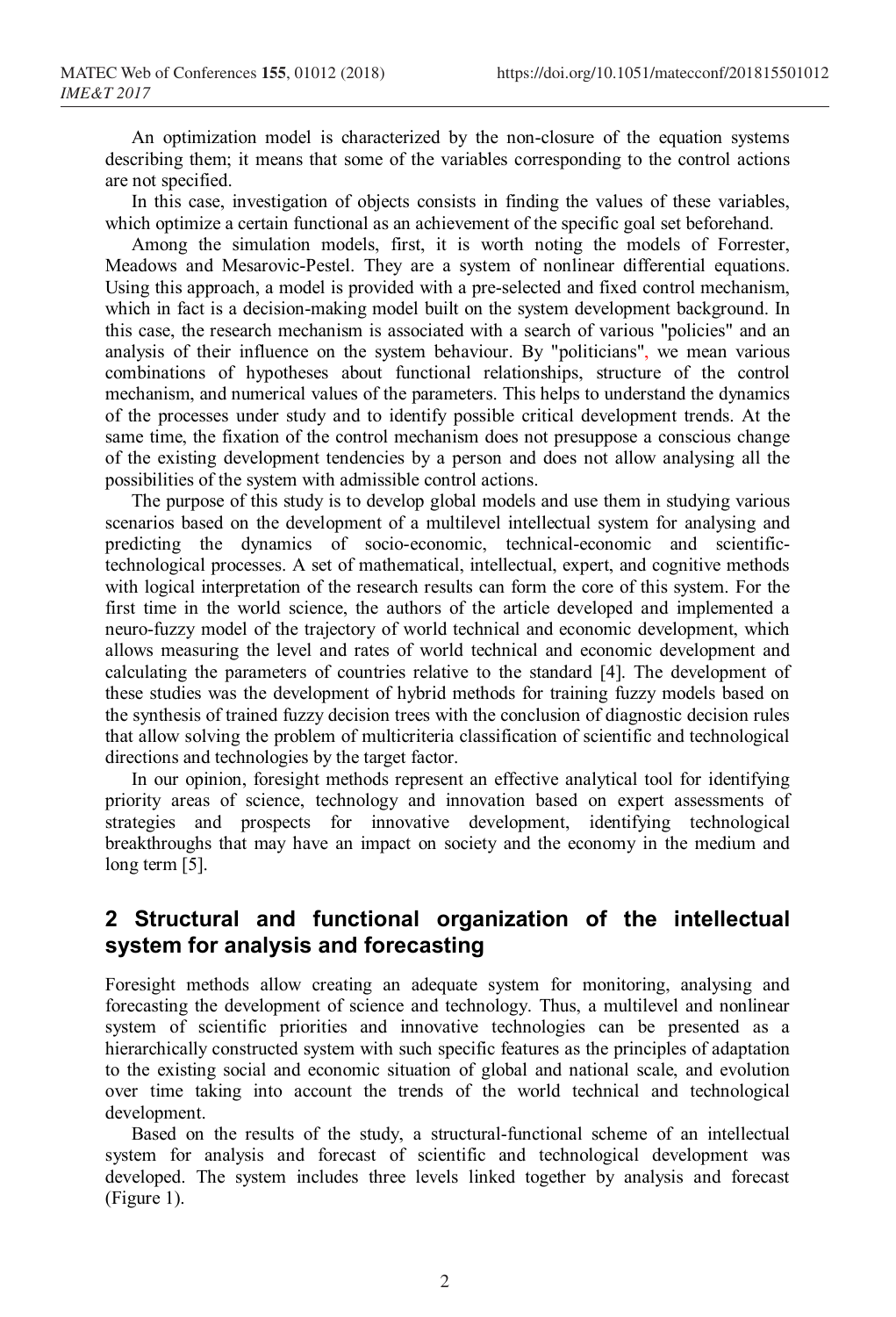An optimization model is characterized by the non-closure of the equation systems describing them; it means that some of the variables corresponding to the control actions are not specified.

In this case, investigation of objects consists in finding the values of these variables, which optimize a certain functional as an achievement of the specific goal set beforehand.

Among the simulation models, first, it is worth noting the models of Forrester, Meadows and Mesarovic-Pestel. They are a system of nonlinear differential equations. Using this approach, a model is provided with a pre-selected and fixed control mechanism, which in fact is a decision-making model built on the system development background. In this case, the research mechanism is associated with a search of various "policies" and an analysis of their influence on the system behaviour. By "politicians", we mean various combinations of hypotheses about functional relationships, structure of the control mechanism, and numerical values of the parameters. This helps to understand the dynamics of the processes under study and to identify possible critical development trends. At the same time, the fixation of the control mechanism does not presuppose a conscious change of the existing development tendencies by a person and does not allow analysing all the possibilities of the system with admissible control actions.

The purpose of this study is to develop global models and use them in studying various scenarios based on the development of a multilevel intellectual system for analysing and predicting the dynamics of socio-economic, technical-economic and scientific-technological processes. A set of mathematical, intellectual, expert, and cognitive methods with logical interpretation of the research results can form the core of this system. For the first time in the world science, the authors of the article developed and implemented a neuro-fuzzy model of the trajectory of world technical and economic development, which allows measuring the level and rates of world technical and economic development and calculating the parameters of countries relative to the standard [4]. The development of these studies was the development of hybrid methods for training fuzzy models based on the synthesis of trained fuzzy decision trees with the conclusion of diagnostic decision rules that allow solving the problem of multicriteria classification of scientific and technological directions and technologies by the target factor.

In our opinion, foresight methods represent an effective analytical tool for identifying priority areas of science, technology and innovation based on expert assessments of strategies and prospects for innovative development, identifying technological breakthroughs that may have an impact on society and the economy in the medium and long term [5].

## 2 Structural and functional organization of the intellectual system for analysis and forecasting

Foresight methods allow creating an adequate system for monitoring, analysing and forecasting the development of science and technology. Thus, a multilevel and nonlinear system of scientific priorities and innovative technologies can be presented as a hierarchically constructed system with such specific features as the principles of adaptation to the existing social and economic situation of global and national scale, and evolution over time taking into account the trends of the world technical and technological development.

Based on the results of the study, a structural-functional scheme of an intellectual system for analysis and forecast of scientific and technological development was developed. The system includes three levels linked together by analysis and forecast (Figure 1).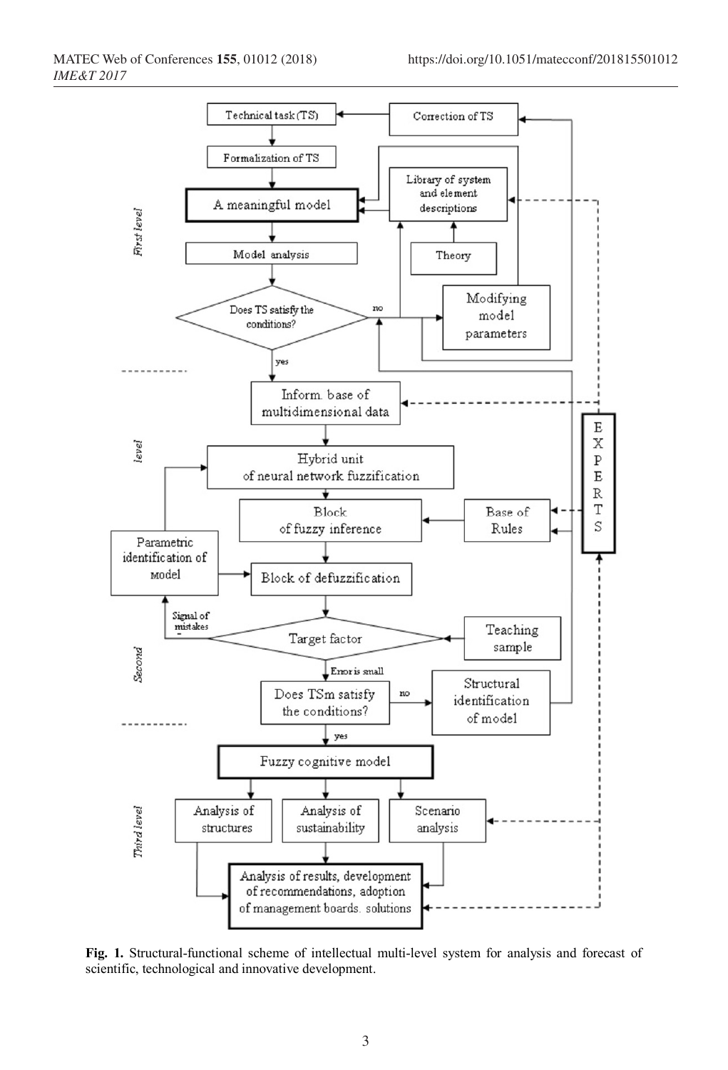**Fig. 1.** Structural-functional scheme of intellectual multi-level system for analysis and forecast of scientific, technological and innovative development.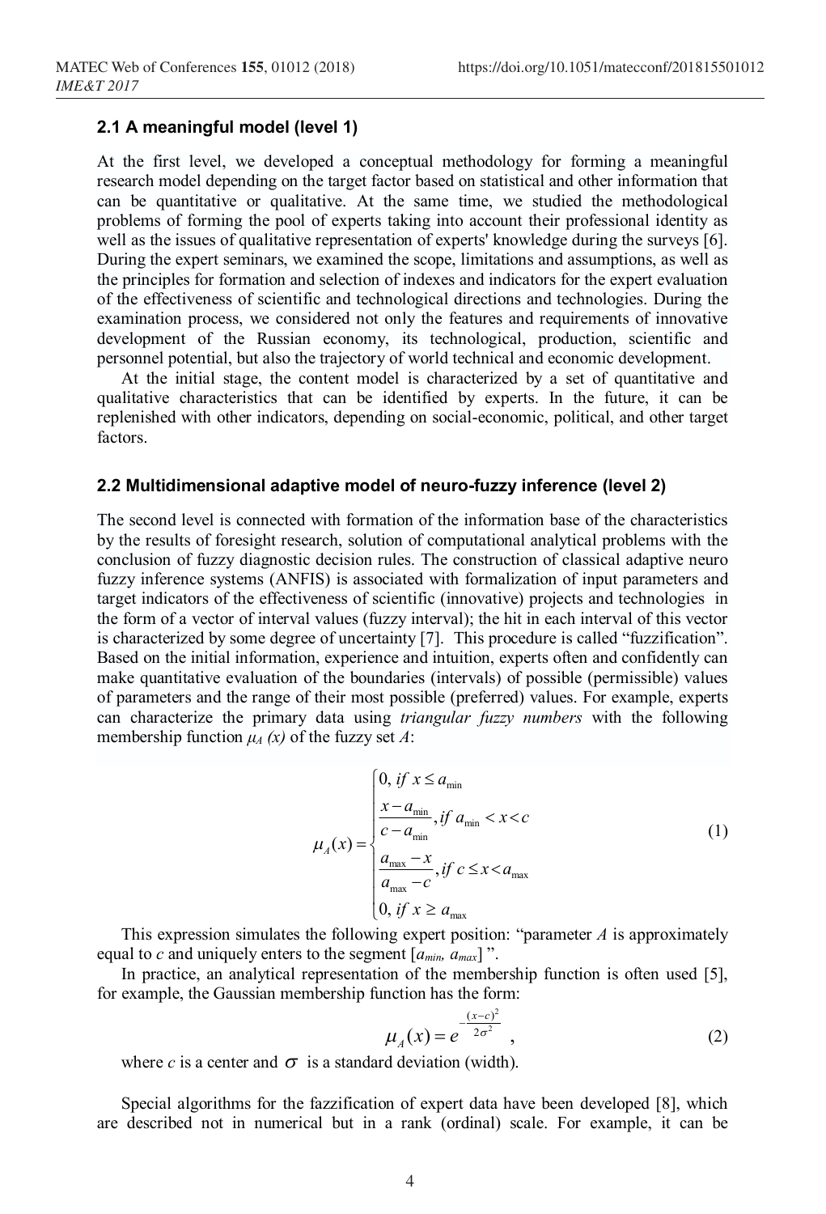### 2.1 A meaningful model (level 1)

At the first level, we developed a conceptual methodology for forming a meaningful research model depending on the target factor based on statistical and other information that can be quantitative or qualitative. At the same time, we studied the methodological problems of forming the pool of experts taking into account their professional identity as well as the issues of qualitative representation of experts' knowledge during the surveys [6]. During the expert seminars, we examined the scope, limitations and assumptions, as well as the principles for formation and selection of indexes and indicators for the expert evaluation of the effectiveness of scientific and technological directions and technologies. During the examination process, we considered not only the features and requirements of innovative development of the Russian economy, its technological, production, scientific and personnel potential, but also the trajectory of world technical and economic development.

At the initial stage, the content model is characterized by a set of quantitative and qualitative characteristics that can be identified by experts. In the future, it can be replenished with other indicators, depending on social-economic, political, and other target factors.

### 2.2 Multidimensional adaptive model of neuro-fuzzy inference (level 2)

The second level is connected with formation of the information base of the characteristics by the results of foresight research, solution of computational analytical problems with the conclusion of fuzzy diagnostic decision rules. The construction of classical adaptive neuro fuzzy inference systems (ANFIS) is associated with formalization of input parameters and target indicators of the effectiveness of scientific (innovative) projects and technologies in the form of a vector of interval values (fuzzy interval); the hit in each interval of this vector is characterized by some degree of uncertainty [7]. This procedure is called “fuzzification”. Based on the initial information, experience and intuition, experts often and confidently can make quantitative evaluation of the boundaries (intervals) of possible (permissible) values of parameters and the range of their most possible (preferred) values. For example, experts can characterize the primary data using *triangular fuzzy numbers* with the following membership function $\mu_A(x)$ of the fuzzy set $A$:

$$\mu_A(x) = \begin{cases} 0, \; if \; x \le a_{\min} \\ \dfrac{x - a_{\min}}{c - a_{\min}}, if \; a_{\min} < x < c \\ \dfrac{a_{\max} - x}{a_{\max} - c}, if \; c \le x < a_{\max} \\ 0, \; if \; x \ge a_{\max} \end{cases} \tag{1}$$

This expression simulates the following expert position: “parameter $A$ is approximately equal to $c$ and uniquely enters to the segment $[a_{min}, a_{max}]$ ”.

In practice, an analytical representation of the membership function is often used [5], for example, the Gaussian membership function has the form:

$$\mu_A(x) = e^{-\frac{(x-c)^2}{2\sigma^2}}, \tag{2}$$

where $c$ is a center and $\sigma$ is a standard deviation (width).

Special algorithms for the fazzification of expert data have been developed [8], which are described not in numerical but in a rank (ordinal) scale. For example, it can be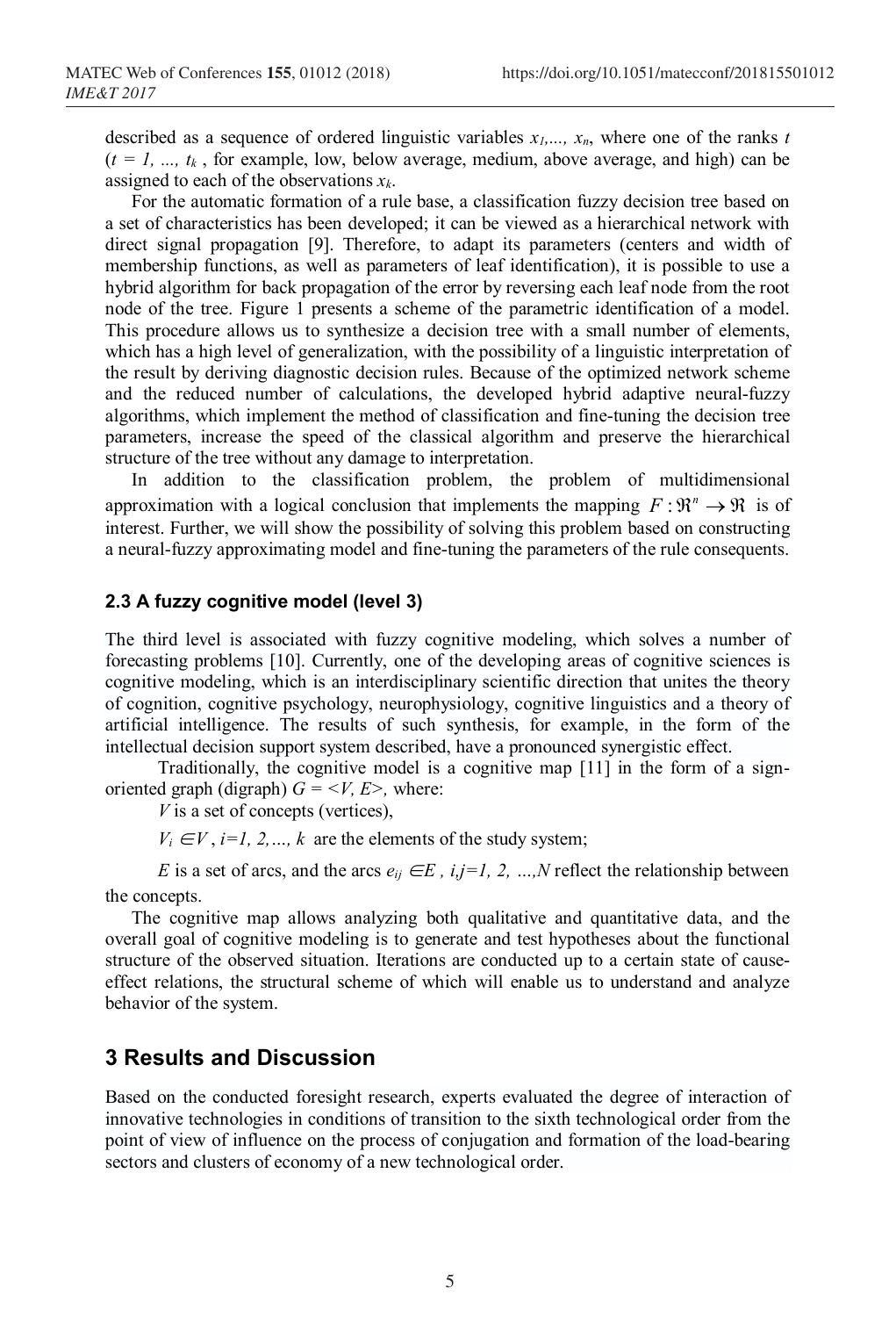described as a sequence of ordered linguistic variables $x_1,..., x_n$, where one of the ranks $t$ ($t = 1, ..., t_k$, for example, low, below average, medium, above average, and high) can be assigned to each of the observations $x_k$.

For the automatic formation of a rule base, a classification fuzzy decision tree based on a set of characteristics has been developed; it can be viewed as a hierarchical network with direct signal propagation [9]. Therefore, to adapt its parameters (centers and width of membership functions, as well as parameters of leaf identification), it is possible to use a hybrid algorithm for back propagation of the error by reversing each leaf node from the root node of the tree. Figure 1 presents a scheme of the parametric identification of a model. This procedure allows us to synthesize a decision tree with a small number of elements, which has a high level of generalization, with the possibility of a linguistic interpretation of the result by deriving diagnostic decision rules. Because of the optimized network scheme and the reduced number of calculations, the developed hybrid adaptive neural-fuzzy algorithms, which implement the method of classification and fine-tuning the decision tree parameters, increase the speed of the classical algorithm and preserve the hierarchical structure of the tree without any damage to interpretation.

In addition to the classification problem, the problem of multidimensional approximation with a logical conclusion that implements the mapping $F: \Re^n \to \Re$ is of interest. Further, we will show the possibility of solving this problem based on constructing a neural-fuzzy approximating model and fine-tuning the parameters of the rule consequents.

### 2.3 A fuzzy cognitive model (level 3)

The third level is associated with fuzzy cognitive modeling, which solves a number of forecasting problems [10]. Currently, one of the developing areas of cognitive sciences is cognitive modeling, which is an interdisciplinary scientific direction that unites the theory of cognition, cognitive psychology, neurophysiology, cognitive linguistics and a theory of artificial intelligence. The results of such synthesis, for example, in the form of the intellectual decision support system described, have a pronounced synergistic effect.

Traditionally, the cognitive model is a cognitive map [11] in the form of a sign-oriented graph (digraph) $G = <V, E>$, where:

$V$ is a set of concepts (vertices),

$V_i \in V$, $i=1, 2,..., k$ are the elements of the study system;

$E$ is a set of arcs, and the arcs $e_{ij} \in E$, $i,j=1, 2, ...,N$ reflect the relationship between the concepts.

The cognitive map allows analyzing both qualitative and quantitative data, and the overall goal of cognitive modeling is to generate and test hypotheses about the functional structure of the observed situation. Iterations are conducted up to a certain state of cause-effect relations, the structural scheme of which will enable us to understand and analyze behavior of the system.

## 3 Results and Discussion

Based on the conducted foresight research, experts evaluated the degree of interaction of innovative technologies in conditions of transition to the sixth technological order from the point of view of influence on the process of conjugation and formation of the load-bearing sectors and clusters of economy of a new technological order.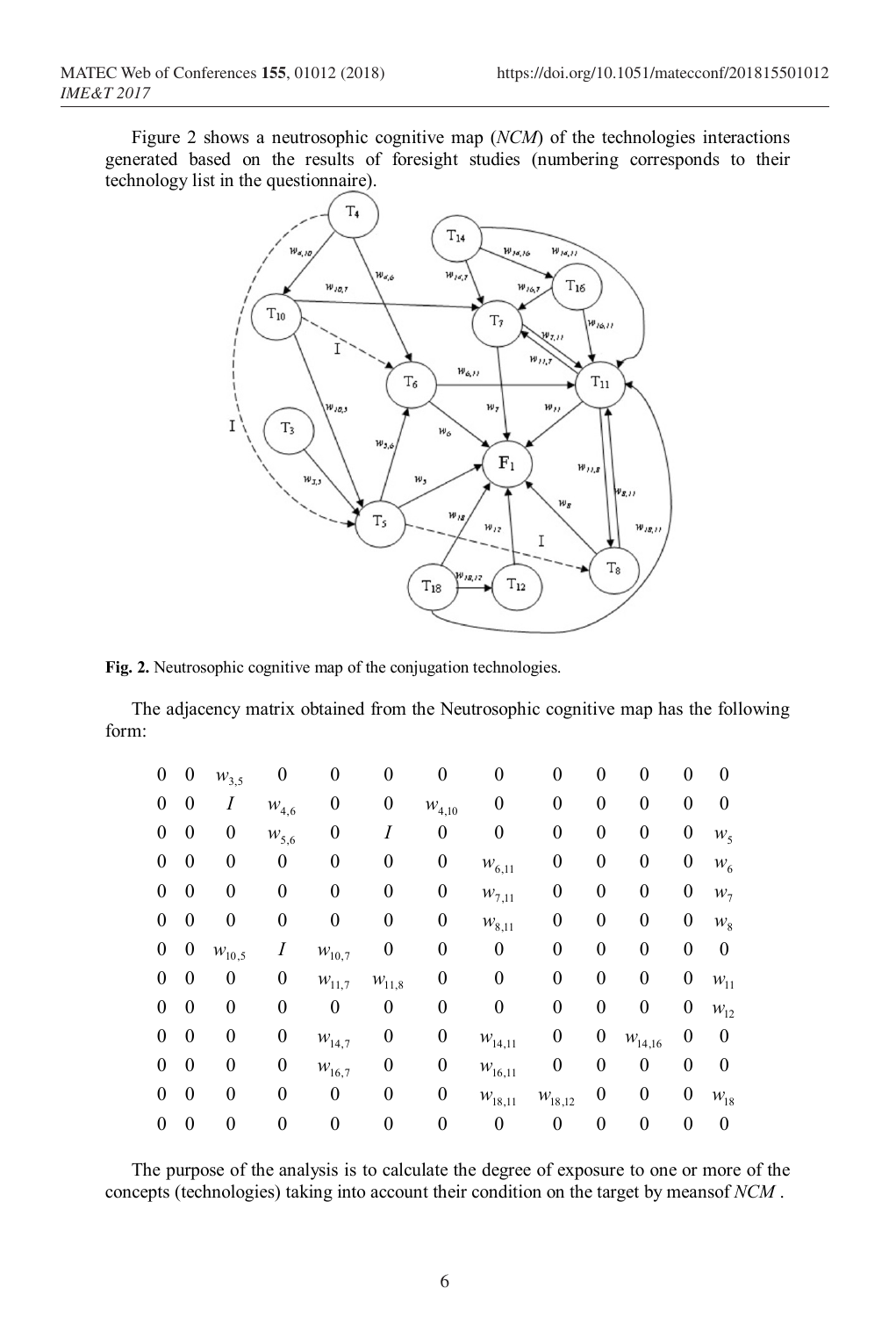Figure 2 shows a neutrosophic cognitive map (*NCM*) of the technologies interactions generated based on the results of foresight studies (numbering corresponds to their technology list in the questionnaire).

**Fig. 2.** Neutrosophic cognitive map of the conjugation technologies.

The adjacency matrix obtained from the Neutrosophic cognitive map has the following form:

$$
\begin{matrix}
0 & 0 & w_{3,5} & 0 & 0 & 0 & 0 & 0 & 0 & 0 & 0 & 0 & 0 \\
0 & 0 & I & w_{4,6} & 0 & 0 & w_{4,10} & 0 & 0 & 0 & 0 & 0 & 0 \\
0 & 0 & 0 & w_{5,6} & 0 & I & 0 & 0 & 0 & 0 & 0 & 0 & w_{5} \\
0 & 0 & 0 & 0 & 0 & 0 & 0 & w_{6,11} & 0 & 0 & 0 & 0 & w_{6} \\
0 & 0 & 0 & 0 & 0 & 0 & 0 & w_{7,11} & 0 & 0 & 0 & 0 & w_{7} \\
0 & 0 & 0 & 0 & 0 & 0 & 0 & w_{8,11} & 0 & 0 & 0 & 0 & w_{8} \\
0 & 0 & w_{10,5} & I & w_{10,7} & 0 & 0 & 0 & 0 & 0 & 0 & 0 & 0 \\
0 & 0 & 0 & 0 & w_{11,7} & w_{11,8} & 0 & 0 & 0 & 0 & 0 & 0 & w_{11} \\
0 & 0 & 0 & 0 & 0 & 0 & 0 & 0 & 0 & 0 & 0 & 0 & w_{12} \\
0 & 0 & 0 & 0 & w_{14,7} & 0 & 0 & w_{14,11} & 0 & 0 & w_{14,16} & 0 & 0 \\
0 & 0 & 0 & 0 & w_{16,7} & 0 & 0 & w_{16,11} & 0 & 0 & 0 & 0 & 0 \\
0 & 0 & 0 & 0 & 0 & 0 & 0 & w_{18,11} & w_{18,12} & 0 & 0 & 0 & w_{18} \\
0 & 0 & 0 & 0 & 0 & 0 & 0 & 0 & 0 & 0 & 0 & 0 & 0
\end{matrix}
$$

The purpose of the analysis is to calculate the degree of exposure to one or more of the concepts (technologies) taking into account their condition on the target by meansof *NCM* .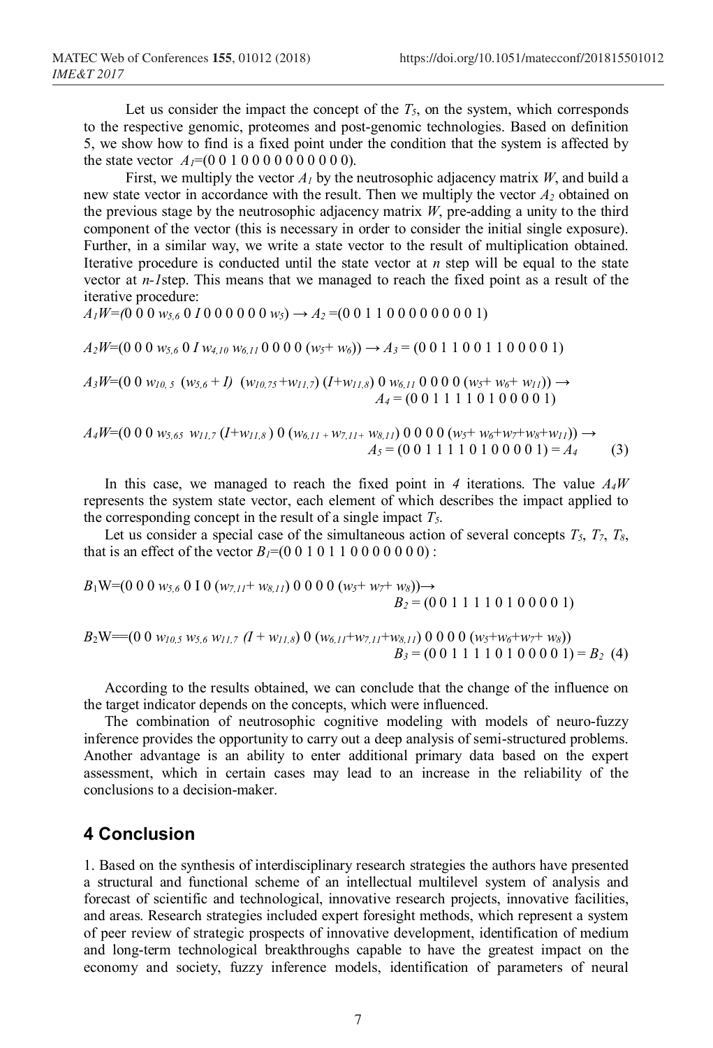Let us consider the impact the concept of the $T_5$, on the system, which corresponds to the respective genomic, proteomes and post-genomic technologies. Based on definition 5, we show how to find is a fixed point under the condition that the system is affected by the state vector $A_1$=(0 0 1 0 0 0 0 0 0 0 0 0 0).

First, we multiply the vector $A_1$ by the neutrosophic adjacency matrix $W$, and build a new state vector in accordance with the result. Then we multiply the vector $A_2$ obtained on the previous stage by the neutrosophic adjacency matrix $W$, pre-adding a unity to the third component of the vector (this is necessary in order to consider the initial single exposure). Further, in a similar way, we write a state vector to the result of multiplication obtained. Iterative procedure is conducted until the state vector at $n$ step will be equal to the state vector at $n$-$1$step. This means that we managed to reach the fixed point as a result of the iterative procedure:

$A_1W$=(0 0 0 $w_{5,6}$ 0 $I$ 0 0 0 0 0 0 $w_5$) → $A_2$ =(0 0 1 1 0 0 0 0 0 0 0 0 1)

$A_2W$=(0 0 0 $w_{5,6}$ 0 $I$ $w_{4,10}$ $w_{6,11}$ 0 0 0 0 ($w_5$+ $w_6$)) → $A_3$ = (0 0 1 1 0 0 1 1 0 0 0 0 1)

$A_3W$=(0 0 $w_{10,5}$ ($w_{5,6}$ + $I$) ($w_{10,75}$ +$w_{11,7}$) ($I$+$w_{11,8}$) 0 $w_{6,11}$ 0 0 0 0 ($w_5$+ $w_6$+ $w_{11}$)) → $A_4$ = (0 0 1 1 1 1 0 1 0 0 0 0 1)

$A_4W$=(0 0 0 $w_{5,65}$ $w_{11,7}$ ($I$+$w_{11,8}$ ) 0 ($w_{6,11}$ + $w_{7,11}$+ $w_{8,11}$) 0 0 0 0 ($w_5$+ $w_6$+$w_7$+$w_8$+$w_{11}$)) → $A_5$ = (0 0 1 1 1 1 0 1 0 0 0 0 1) = $A_4$   (3)

In this case, we managed to reach the fixed point in *4* iterations. The value $A_4W$ represents the system state vector, each element of which describes the impact applied to the corresponding concept in the result of a single impact $T_5$.

Let us consider a special case of the simultaneous action of several concepts $T_5$, $T_7$, $T_8$, that is an effect of the vector $B_1$=(0 0 1 0 1 1 0 0 0 0 0 0 0) :

$B_1$W=(0 0 0 $w_{5,6}$ 0 I 0 ($w_{7,11}$+ $w_{8,11}$) 0 0 0 0 ($w_5$+ $w_7$+ $w_8$))→ $B_2$ = (0 0 1 1 1 1 0 1 0 0 0 0 1)

$B_2$W==(0 0 $w_{10,5}$ $w_{5,6}$ $w_{11,7}$ ($I$ + $w_{11,8}$) 0 ($w_{6,11}$+$w_{7,11}$+$w_{8,11}$) 0 0 0 0 ($w_5$+$w_6$+$w_7$+ $w_8$)) $B_3$ = (0 0 1 1 1 1 0 1 0 0 0 0 1) = $B_2$  (4)

According to the results obtained, we can conclude that the change of the influence on the target indicator depends on the concepts, which were influenced.

The combination of neutrosophic cognitive modeling with models of neuro-fuzzy inference provides the opportunity to carry out a deep analysis of semi-structured problems. Another advantage is an ability to enter additional primary data based on the expert assessment, which in certain cases may lead to an increase in the reliability of the conclusions to a decision-maker.

## 4 Conclusion

1. Based on the synthesis of interdisciplinary research strategies the authors have presented a structural and functional scheme of an intellectual multilevel system of analysis and forecast of scientific and technological, innovative research projects, innovative facilities, and areas. Research strategies included expert foresight methods, which represent a system of peer review of strategic prospects of innovative development, identification of medium and long-term technological breakthroughs capable to have the greatest impact on the economy and society, fuzzy inference models, identification of parameters of neural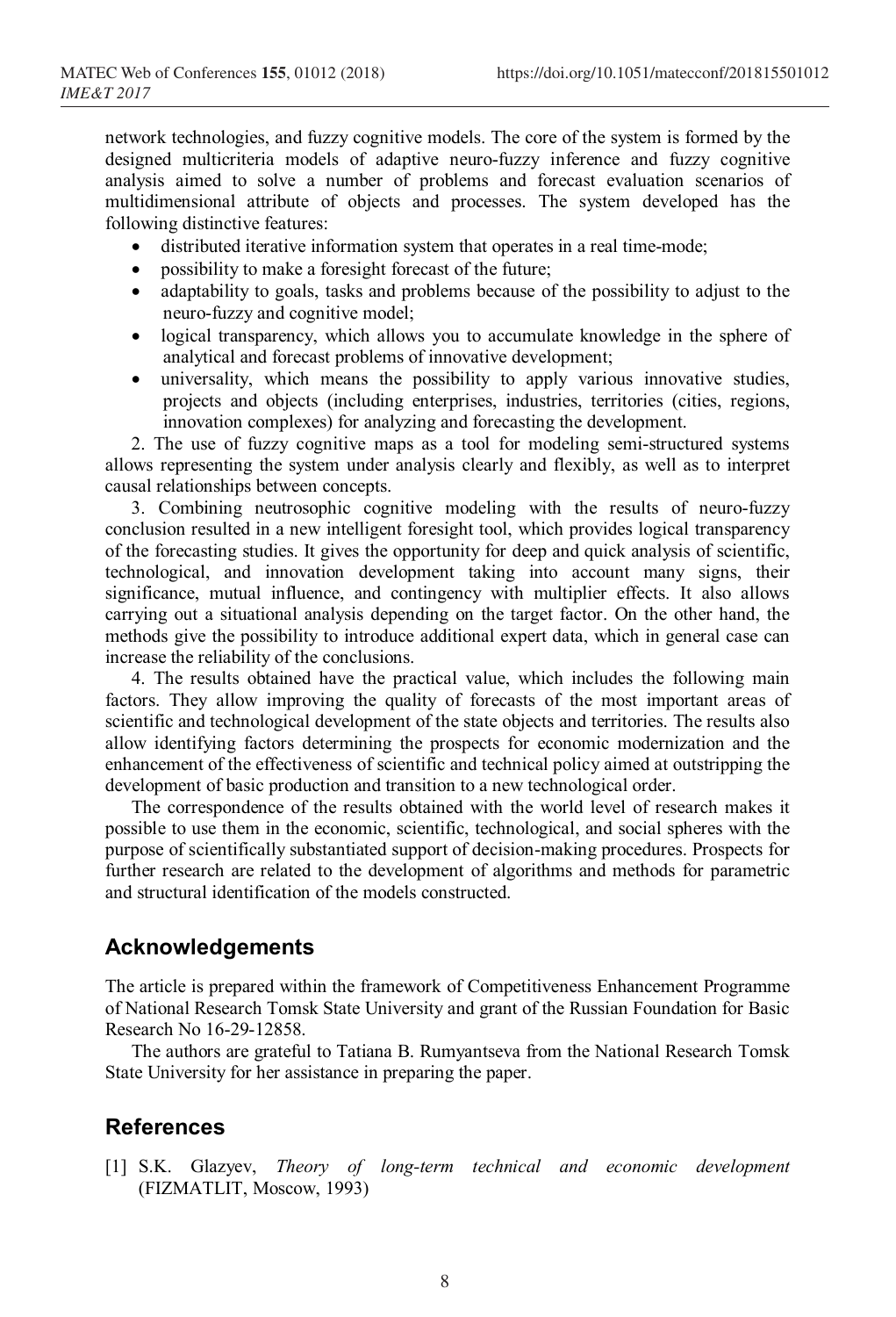network technologies, and fuzzy cognitive models. The core of the system is formed by the designed multicriteria models of adaptive neuro-fuzzy inference and fuzzy cognitive analysis aimed to solve a number of problems and forecast evaluation scenarios of multidimensional attribute of objects and processes. The system developed has the following distinctive features:

- distributed iterative information system that operates in a real time-mode;
- possibility to make a foresight forecast of the future;
- adaptability to goals, tasks and problems because of the possibility to adjust to the neuro-fuzzy and cognitive model;
- logical transparency, which allows you to accumulate knowledge in the sphere of analytical and forecast problems of innovative development;
- universality, which means the possibility to apply various innovative studies, projects and objects (including enterprises, industries, territories (cities, regions, innovation complexes) for analyzing and forecasting the development.

2. The use of fuzzy cognitive maps as a tool for modeling semi-structured systems allows representing the system under analysis clearly and flexibly, as well as to interpret causal relationships between concepts.

3. Combining neutrosophic cognitive modeling with the results of neuro-fuzzy conclusion resulted in a new intelligent foresight tool, which provides logical transparency of the forecasting studies. It gives the opportunity for deep and quick analysis of scientific, technological, and innovation development taking into account many signs, their significance, mutual influence, and contingency with multiplier effects. It also allows carrying out a situational analysis depending on the target factor. On the other hand, the methods give the possibility to introduce additional expert data, which in general case can increase the reliability of the conclusions.

4. The results obtained have the practical value, which includes the following main factors. They allow improving the quality of forecasts of the most important areas of scientific and technological development of the state objects and territories. The results also allow identifying factors determining the prospects for economic modernization and the enhancement of the effectiveness of scientific and technical policy aimed at outstripping the development of basic production and transition to a new technological order.

The correspondence of the results obtained with the world level of research makes it possible to use them in the economic, scientific, technological, and social spheres with the purpose of scientifically substantiated support of decision-making procedures. Prospects for further research are related to the development of algorithms and methods for parametric and structural identification of the models constructed.

## Acknowledgements

The article is prepared within the framework of Competitiveness Enhancement Programme of National Research Tomsk State University and grant of the Russian Foundation for Basic Research No 16-29-12858.

The authors are grateful to Tatiana B. Rumyantseva from the National Research Tomsk State University for her assistance in preparing the paper.

## References

[1] S.K. Glazyev, *Theory of long-term technical and economic development* (FIZMATLIT, Moscow, 1993)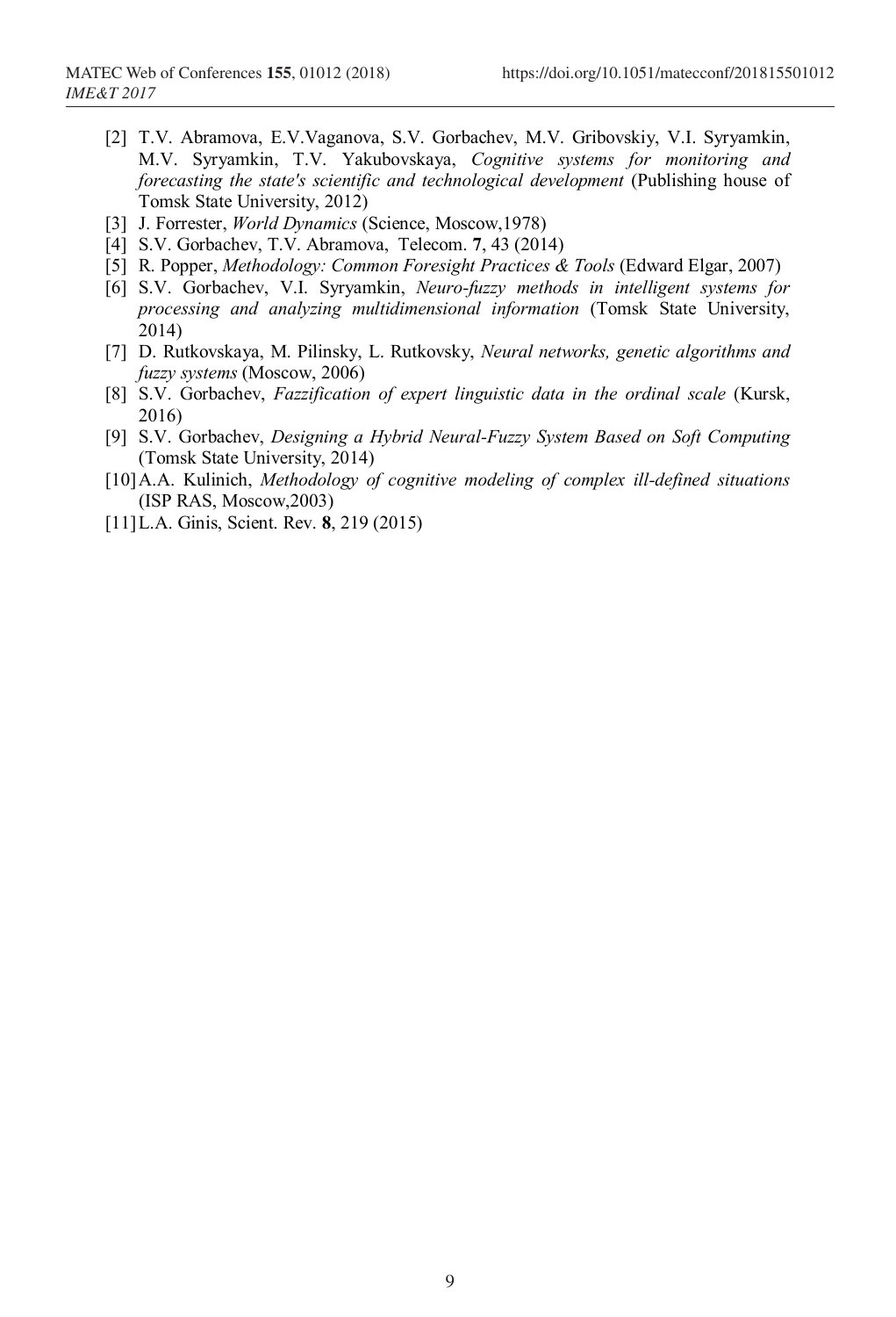[2] T.V. Abramova, E.V.Vaganova, S.V. Gorbachev, M.V. Gribovskiy, V.I. Syryamkin, M.V. Syryamkin, T.V. Yakubovskaya, *Cognitive systems for monitoring and forecasting the state's scientific and technological development* (Publishing house of Tomsk State University, 2012)

[3] J. Forrester, *World Dynamics* (Science, Moscow,1978)

[4] S.V. Gorbachev, T.V. Abramova, Telecom. **7**, 43 (2014)

[5] R. Popper, *Methodology: Common Foresight Practices & Tools* (Edward Elgar, 2007)

[6] S.V. Gorbachev, V.I. Syryamkin, *Neuro-fuzzy methods in intelligent systems for processing and analyzing multidimensional information* (Tomsk State University, 2014)

[7] D. Rutkovskaya, M. Pilinsky, L. Rutkovsky, *Neural networks, genetic algorithms and fuzzy systems* (Moscow, 2006)

[8] S.V. Gorbachev, *Fazzification of expert linguistic data in the ordinal scale* (Kursk, 2016)

[9] S.V. Gorbachev, *Designing a Hybrid Neural-Fuzzy System Based on Soft Computing* (Tomsk State University, 2014)

[10] A.A. Kulinich, *Methodology of cognitive modeling of complex ill-defined situations* (ISP RAS, Moscow,2003)

[11] L.A. Ginis, Scient. Rev. **8**, 219 (2015)